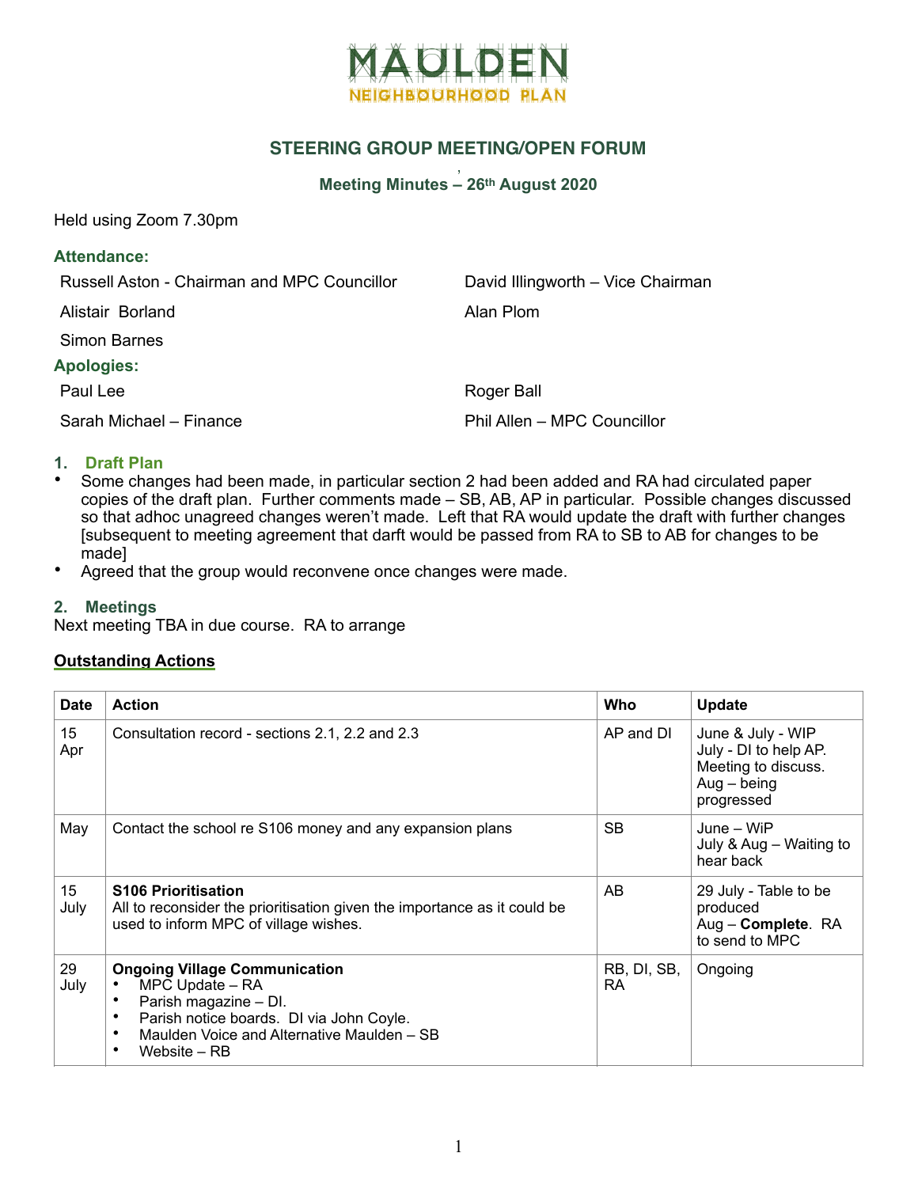# MAULDEN NEIGHBOURHOOD PLAN

## STEERING GROUP MEETING/OPEN FORUM

### Meeting Minutes – 26th August 2020

Held using Zoom 7.30pm

**Attendance:**

Russell Aston - Chairman and MPC Councillor

David Illingworth – Vice Chairman

Alistair Borland

Alan Plom

Simon Barnes

**Apologies:**

Paul Lee

Roger Ball

Sarah Michael – Finance

Phil Allen – MPC Councillor

### 1. Draft Plan

- Some changes had been made, in particular section 2 had been added and RA had circulated paper copies of the draft plan. Further comments made – SB, AB, AP in particular. Possible changes discussed so that adhoc unagreed changes weren't made. Left that RA would update the draft with further changes [subsequent to meeting agreement that darft would be passed from RA to SB to AB for changes to be made]
- Agreed that the group would reconvene once changes were made.

### 2. Meetings

Next meeting TBA in due course. RA to arrange

**Outstanding Actions**

| Date | Action | Who | Update |
|---|---|---|---|
| 15 Apr | Consultation record - sections 2.1, 2.2 and 2.3 | AP and DI | June & July - WIP<br>July - DI to help AP. Meeting to discuss.<br>Aug – being progressed |
| May | Contact the school re S106 money and any expansion plans | SB | June – WiP<br>July & Aug – Waiting to hear back |
| 15 July | **S106 Prioritisation**<br>All to reconsider the prioritisation given the importance as it could be used to inform MPC of village wishes. | AB | 29 July - Table to be produced<br>Aug – **Complete**. RA to send to MPC |
| 29 July | **Ongoing Village Communication**<br>• MPC Update – RA<br>• Parish magazine – DI.<br>• Parish notice boards. DI via John Coyle.<br>• Maulden Voice and Alternative Maulden – SB<br>• Website – RB | RB, DI, SB, RA | Ongoing |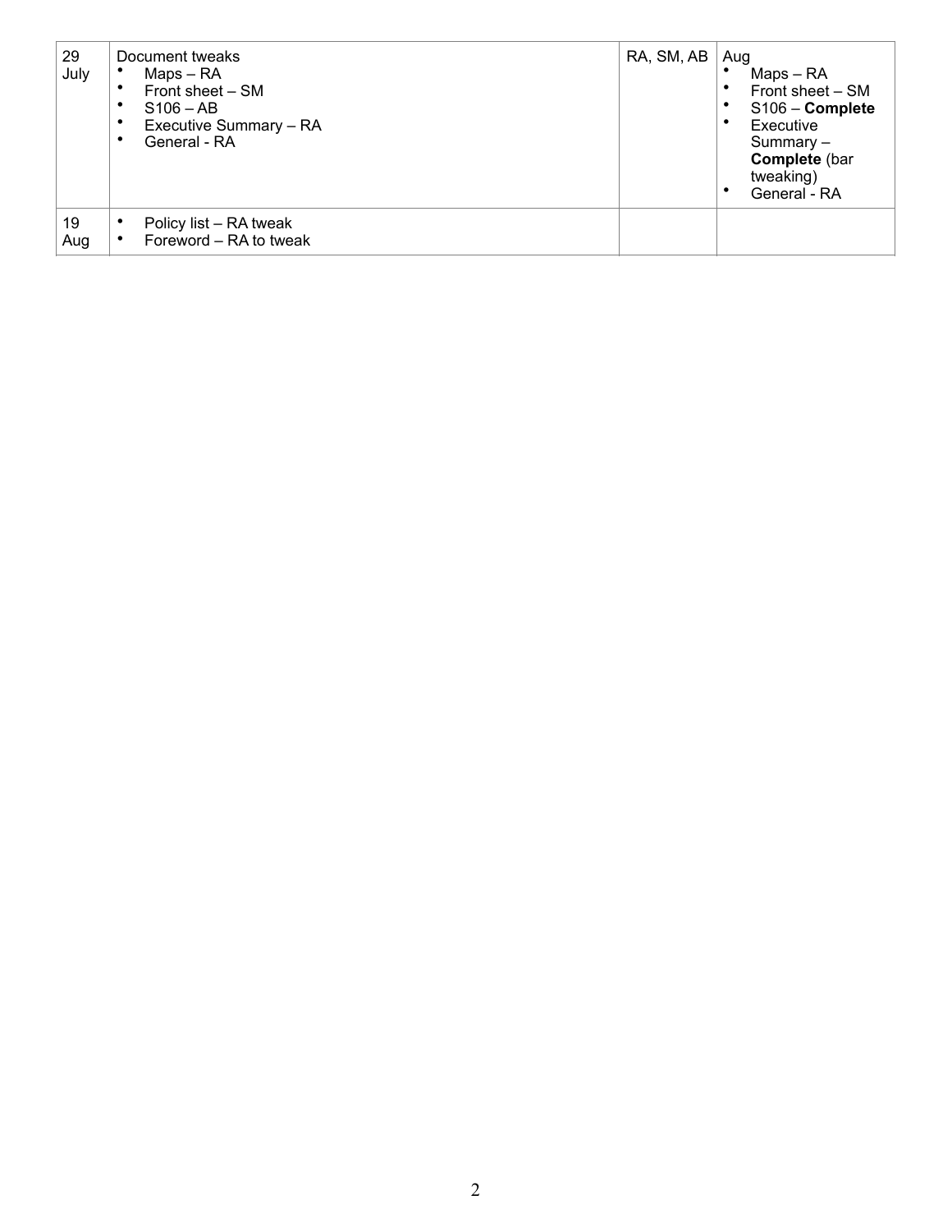| | | | |
|---|---|---|---|
| 29 July | Document tweaks<br>• Maps – RA<br>• Front sheet – SM<br>• S106 – AB<br>• Executive Summary – RA<br>• General - RA | RA, SM, AB | Aug<br>• Maps – RA<br>• Front sheet – SM<br>• S106 – **Complete**<br>• Executive Summary – **Complete** (bar tweaking)<br>• General - RA |
| 19 Aug | • Policy list – RA tweak<br>• Foreword – RA to tweak | | |